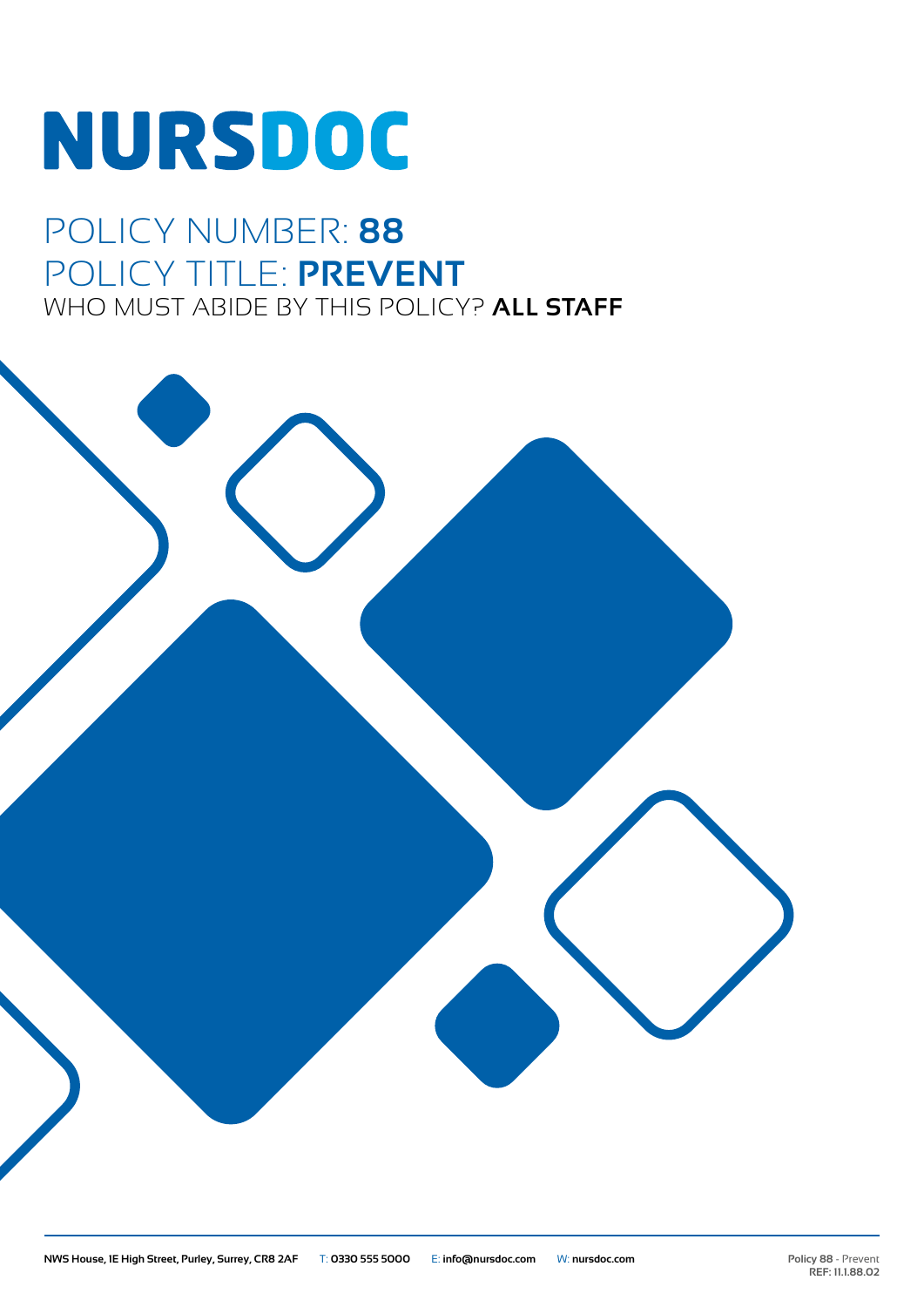# NURSDOC

## POLICY NUMBER: **88**

## POLICY TITLE: **PREVENT**

WHO MUST ABIDE BY THIS POLICY? **ALL STAFF**

**NWS House, 1E High Street, Purley, Surrey, CR8 2AF** T: **0330 555 5000** E: **info@nursdoc.com** W: **nursdoc.com**

**Policy 88** - Prevent
**REF: 11.1.88.02**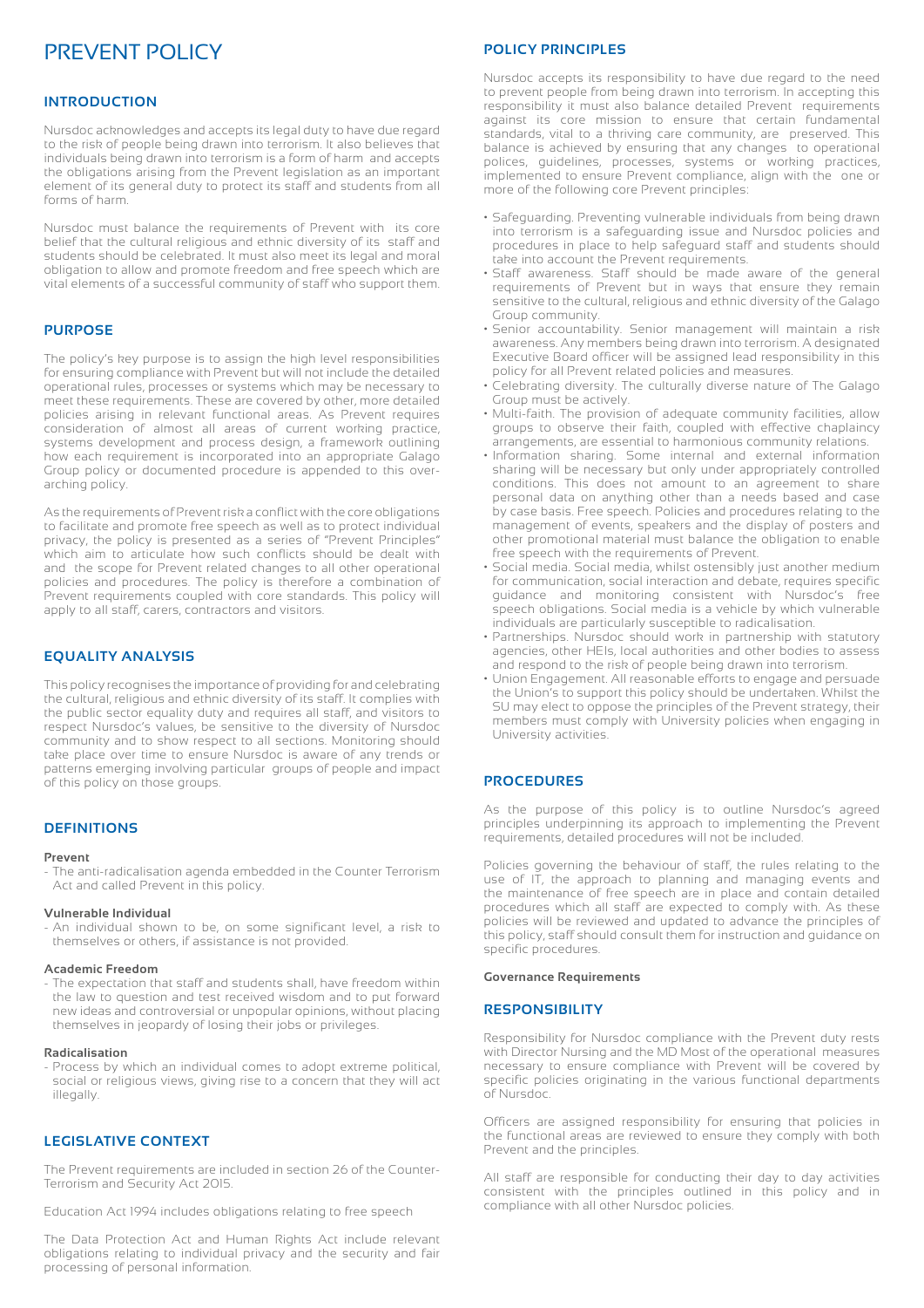# PREVENT POLICY

## INTRODUCTION

Nursdoc acknowledges and accepts its legal duty to have due regard to the risk of people being drawn into terrorism. It also believes that individuals being drawn into terrorism is a form of harm and accepts the obligations arising from the Prevent legislation as an important element of its general duty to protect its staff and students from all forms of harm.

Nursdoc must balance the requirements of Prevent with its core belief that the cultural religious and ethnic diversity of its staff and students should be celebrated. It must also meet its legal and moral obligation to allow and promote freedom and free speech which are vital elements of a successful community of staff who support them.

## PURPOSE

The policy's key purpose is to assign the high level responsibilities for ensuring compliance with Prevent but will not include the detailed operational rules, processes or systems which may be necessary to meet these requirements. These are covered by other, more detailed policies arising in relevant functional areas. As Prevent requires consideration of almost all areas of current working practice, systems development and process design, a framework outlining how each requirement is incorporated into an appropriate Galago Group policy or documented procedure is appended to this over-arching policy.

As the requirements of Prevent risk a conflict with the core obligations to facilitate and promote free speech as well as to protect individual privacy, the policy is presented as a series of "Prevent Principles" which aim to articulate how such conflicts should be dealt with and the scope for Prevent related changes to all other operational policies and procedures. The policy is therefore a combination of Prevent requirements coupled with core standards. This policy will apply to all staff, carers, contractors and visitors.

## EQUALITY ANALYSIS

This policy recognises the importance of providing for and celebrating the cultural, religious and ethnic diversity of its staff. It complies with the public sector equality duty and requires all staff, and visitors to respect Nursdoc's values, be sensitive to the diversity of Nursdoc community and to show respect to all sections. Monitoring should take place over time to ensure Nursdoc is aware of any trends or patterns emerging involving particular groups of people and impact of this policy on those groups.

## DEFINITIONS

**Prevent**

- The anti-radicalisation agenda embedded in the Counter Terrorism Act and called Prevent in this policy.

**Vulnerable Individual**

- An individual shown to be, on some significant level, a risk to themselves or others, if assistance is not provided.

**Academic Freedom**

- The expectation that staff and students shall, have freedom within the law to question and test received wisdom and to put forward new ideas and controversial or unpopular opinions, without placing themselves in jeopardy of losing their jobs or privileges.

**Radicalisation**

- Process by which an individual comes to adopt extreme political, social or religious views, giving rise to a concern that they will act illegally.

## LEGISLATIVE CONTEXT

The Prevent requirements are included in section 26 of the Counter-Terrorism and Security Act 2015.

Education Act 1994 includes obligations relating to free speech

The Data Protection Act and Human Rights Act include relevant obligations relating to individual privacy and the security and fair processing of personal information.

## POLICY PRINCIPLES

Nursdoc accepts its responsibility to have due regard to the need to prevent people from being drawn into terrorism. In accepting this responsibility it must also balance detailed Prevent requirements against its core mission to ensure that certain fundamental standards, vital to a thriving care community, are preserved. This balance is achieved by ensuring that any changes to operational polices, guidelines, processes, systems or working practices, implemented to ensure Prevent compliance, align with the one or more of the following core Prevent principles:

- Safeguarding. Preventing vulnerable individuals from being drawn into terrorism is a safeguarding issue and Nursdoc policies and procedures in place to help safeguard staff and students should take into account the Prevent requirements.
- Staff awareness. Staff should be made aware of the general requirements of Prevent but in ways that ensure they remain sensitive to the cultural, religious and ethnic diversity of the Galago Group community.
- Senior accountability. Senior management will maintain a risk awareness. Any members being drawn into terrorism. A designated Executive Board officer will be assigned lead responsibility in this policy for all Prevent related policies and measures.
- Celebrating diversity. The culturally diverse nature of The Galago Group must be actively.
- Multi-faith. The provision of adequate community facilities, allow groups to observe their faith, coupled with effective chaplaincy arrangements, are essential to harmonious community relations.
- Information sharing. Some internal and external information sharing will be necessary but only under appropriately controlled conditions. This does not amount to an agreement to share personal data on anything other than a needs based and case by case basis. Free speech. Policies and procedures relating to the management of events, speakers and the display of posters and other promotional material must balance the obligation to enable free speech with the requirements of Prevent.
- Social media. Social media, whilst ostensibly just another medium for communication, social interaction and debate, requires specific guidance and monitoring consistent with Nursdoc's free speech obligations. Social media is a vehicle by which vulnerable individuals are particularly susceptible to radicalisation.
- Partnerships. Nursdoc should work in partnership with statutory agencies, other HEIs, local authorities and other bodies to assess and respond to the risk of people being drawn into terrorism.
- Union Engagement. All reasonable efforts to engage and persuade the Union's to support this policy should be undertaken. Whilst the SU may elect to oppose the principles of the Prevent strategy, their members must comply with University policies when engaging in University activities.

## PROCEDURES

As the purpose of this policy is to outline Nursdoc's agreed principles underpinning its approach to implementing the Prevent requirements, detailed procedures will not be included.

Policies governing the behaviour of staff, the rules relating to the use of IT, the approach to planning and managing events and the maintenance of free speech are in place and contain detailed procedures which all staff are expected to comply with. As these policies will be reviewed and updated to advance the principles of this policy, staff should consult them for instruction and guidance on specific procedures.

**Governance Requirements**

## RESPONSIBILITY

Responsibility for Nursdoc compliance with the Prevent duty rests with Director Nursing and the MD Most of the operational measures necessary to ensure compliance with Prevent will be covered by specific policies originating in the various functional departments of Nursdoc.

Officers are assigned responsibility for ensuring that policies in the functional areas are reviewed to ensure they comply with both Prevent and the principles.

All staff are responsible for conducting their day to day activities consistent with the principles outlined in this policy and in compliance with all other Nursdoc policies.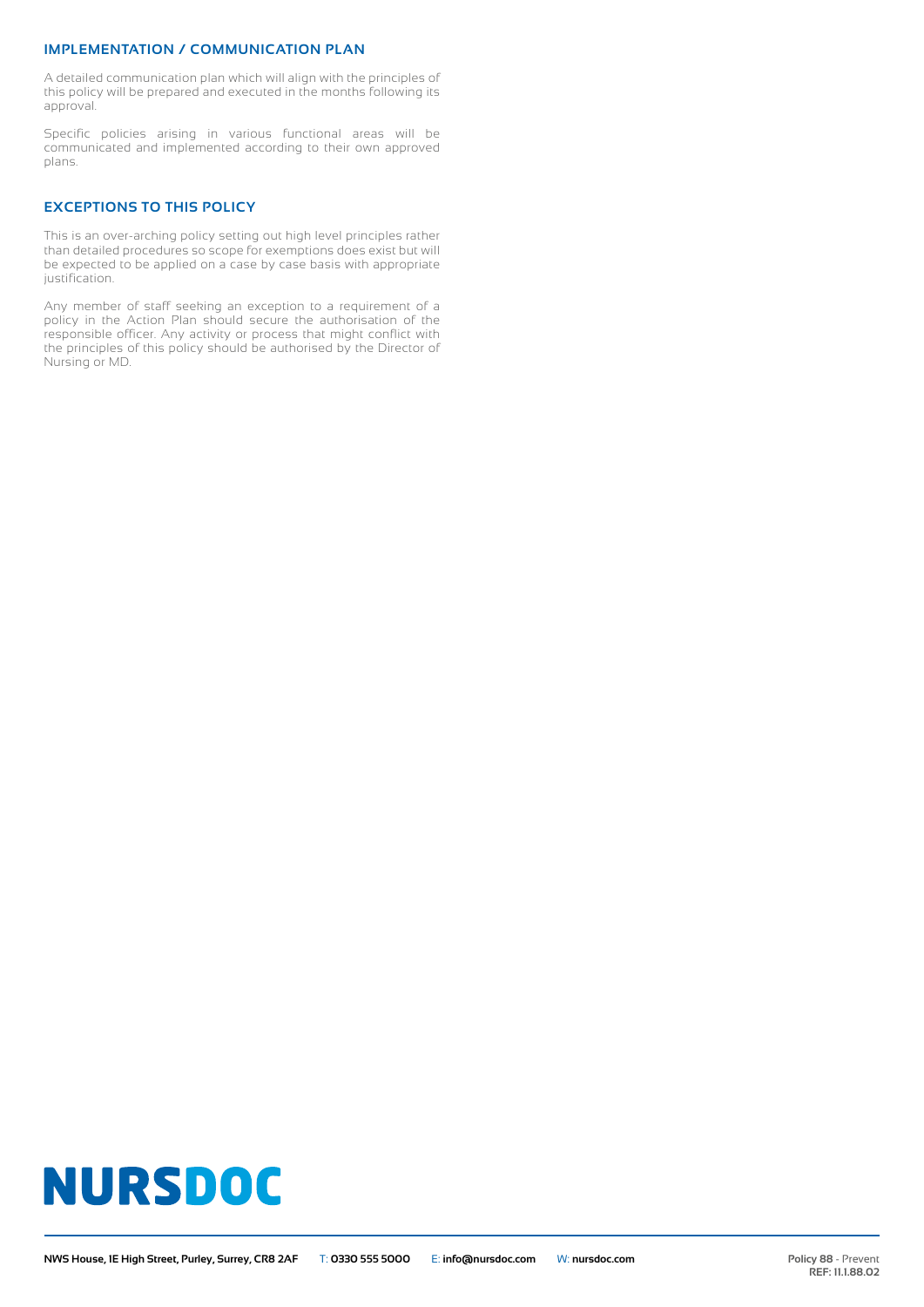## IMPLEMENTATION / COMMUNICATION PLAN

A detailed communication plan which will align with the principles of this policy will be prepared and executed in the months following its approval.

Specific policies arising in various functional areas will be communicated and implemented according to their own approved plans.

## EXCEPTIONS TO THIS POLICY

This is an over-arching policy setting out high level principles rather than detailed procedures so scope for exemptions does exist but will be expected to be applied on a case by case basis with appropriate justification.

Any member of staff seeking an exception to a requirement of a policy in the Action Plan should secure the authorisation of the responsible officer. Any activity or process that might conflict with the principles of this policy should be authorised by the Director of Nursing or MD.